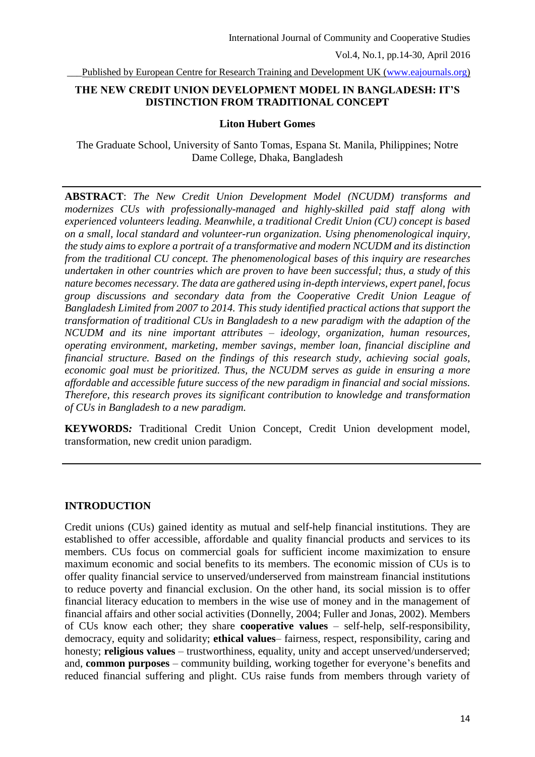# THE NEW CREDIT UNION DEVELOPMENT MODEL IN BANGLADESH: IT'S DISTINCTION FROM TRADITIONAL CONCEPT

**Liton Hubert Gomes**

The Graduate School, University of Santo Tomas, Espana St. Manila, Philippines; Notre Dame College, Dhaka, Bangladesh

---

**ABSTRACT**: *The New Credit Union Development Model (NCUDM) transforms and modernizes CUs with professionally-managed and highly-skilled paid staff along with experienced volunteers leading. Meanwhile, a traditional Credit Union (CU) concept is based on a small, local standard and volunteer-run organization. Using phenomenological inquiry, the study aims to explore a portrait of a transformative and modern NCUDM and its distinction from the traditional CU concept. The phenomenological bases of this inquiry are researches undertaken in other countries which are proven to have been successful; thus, a study of this nature becomes necessary. The data are gathered using in-depth interviews, expert panel, focus group discussions and secondary data from the Cooperative Credit Union League of Bangladesh Limited from 2007 to 2014. This study identified practical actions that support the transformation of traditional CUs in Bangladesh to a new paradigm with the adaption of the NCUDM and its nine important attributes – ideology, organization, human resources, operating environment, marketing, member savings, member loan, financial discipline and financial structure. Based on the findings of this research study, achieving social goals, economic goal must be prioritized. Thus, the NCUDM serves as guide in ensuring a more affordable and accessible future success of the new paradigm in financial and social missions. Therefore, this research proves its significant contribution to knowledge and transformation of CUs in Bangladesh to a new paradigm.*

**KEYWORDS:** Traditional Credit Union Concept, Credit Union development model, transformation, new credit union paradigm.

---

## INTRODUCTION

Credit unions (CUs) gained identity as mutual and self-help financial institutions. They are established to offer accessible, affordable and quality financial products and services to its members. CUs focus on commercial goals for sufficient income maximization to ensure maximum economic and social benefits to its members. The economic mission of CUs is to offer quality financial service to unserved/underserved from mainstream financial institutions to reduce poverty and financial exclusion. On the other hand, its social mission is to offer financial literacy education to members in the wise use of money and in the management of financial affairs and other social activities (Donnelly, 2004; Fuller and Jonas, 2002). Members of CUs know each other; they share **cooperative values** – self-help, self-responsibility, democracy, equity and solidarity; **ethical values**– fairness, respect, responsibility, caring and honesty; **religious values** – trustworthiness, equality, unity and accept unserved/underserved; and, **common purposes** – community building, working together for everyone's benefits and reduced financial suffering and plight. CUs raise funds from members through variety of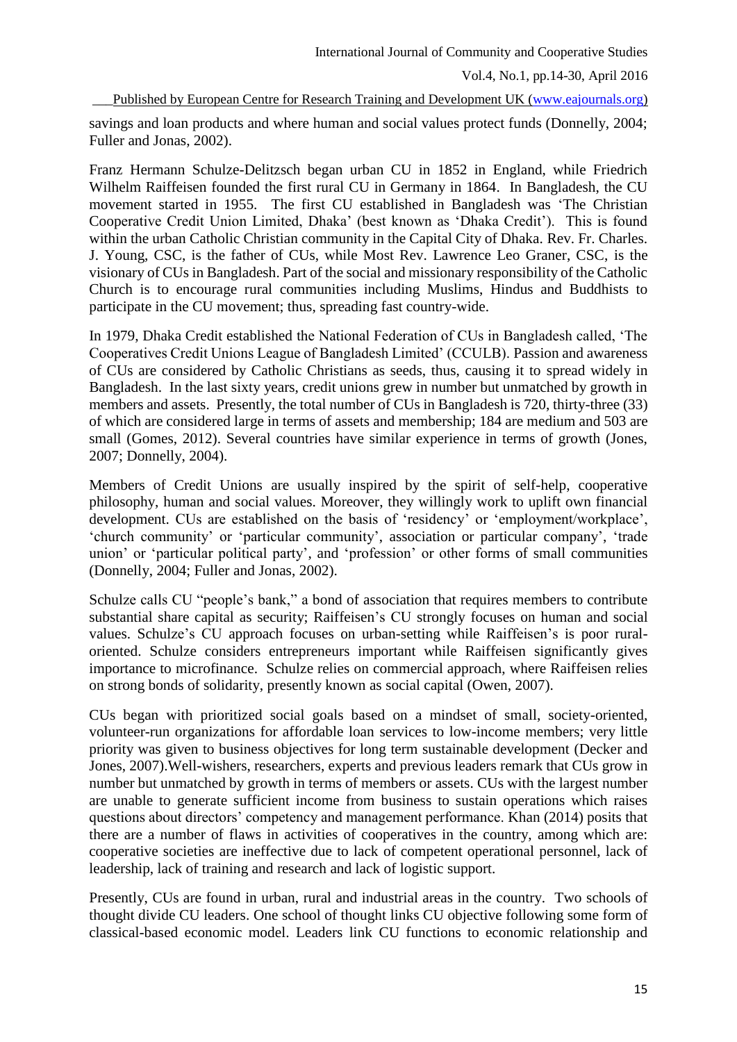savings and loan products and where human and social values protect funds (Donnelly, 2004; Fuller and Jonas, 2002).

Franz Hermann Schulze-Delitzsch began urban CU in 1852 in England, while Friedrich Wilhelm Raiffeisen founded the first rural CU in Germany in 1864. In Bangladesh, the CU movement started in 1955. The first CU established in Bangladesh was 'The Christian Cooperative Credit Union Limited, Dhaka' (best known as 'Dhaka Credit'). This is found within the urban Catholic Christian community in the Capital City of Dhaka. Rev. Fr. Charles. J. Young, CSC, is the father of CUs, while Most Rev. Lawrence Leo Graner, CSC, is the visionary of CUs in Bangladesh. Part of the social and missionary responsibility of the Catholic Church is to encourage rural communities including Muslims, Hindus and Buddhists to participate in the CU movement; thus, spreading fast country-wide.

In 1979, Dhaka Credit established the National Federation of CUs in Bangladesh called, 'The Cooperatives Credit Unions League of Bangladesh Limited' (CCULB). Passion and awareness of CUs are considered by Catholic Christians as seeds, thus, causing it to spread widely in Bangladesh. In the last sixty years, credit unions grew in number but unmatched by growth in members and assets. Presently, the total number of CUs in Bangladesh is 720, thirty-three (33) of which are considered large in terms of assets and membership; 184 are medium and 503 are small (Gomes, 2012). Several countries have similar experience in terms of growth (Jones, 2007; Donnelly, 2004).

Members of Credit Unions are usually inspired by the spirit of self-help, cooperative philosophy, human and social values. Moreover, they willingly work to uplift own financial development. CUs are established on the basis of 'residency' or 'employment/workplace', 'church community' or 'particular community', association or particular company', 'trade union' or 'particular political party', and 'profession' or other forms of small communities (Donnelly, 2004; Fuller and Jonas, 2002).

Schulze calls CU "people's bank," a bond of association that requires members to contribute substantial share capital as security; Raiffeisen's CU strongly focuses on human and social values. Schulze's CU approach focuses on urban-setting while Raiffeisen's is poor rural-oriented. Schulze considers entrepreneurs important while Raiffeisen significantly gives importance to microfinance. Schulze relies on commercial approach, where Raiffeisen relies on strong bonds of solidarity, presently known as social capital (Owen, 2007).

CUs began with prioritized social goals based on a mindset of small, society-oriented, volunteer-run organizations for affordable loan services to low-income members; very little priority was given to business objectives for long term sustainable development (Decker and Jones, 2007).Well-wishers, researchers, experts and previous leaders remark that CUs grow in number but unmatched by growth in terms of members or assets. CUs with the largest number are unable to generate sufficient income from business to sustain operations which raises questions about directors' competency and management performance. Khan (2014) posits that there are a number of flaws in activities of cooperatives in the country, among which are: cooperative societies are ineffective due to lack of competent operational personnel, lack of leadership, lack of training and research and lack of logistic support.

Presently, CUs are found in urban, rural and industrial areas in the country. Two schools of thought divide CU leaders. One school of thought links CU objective following some form of classical-based economic model. Leaders link CU functions to economic relationship and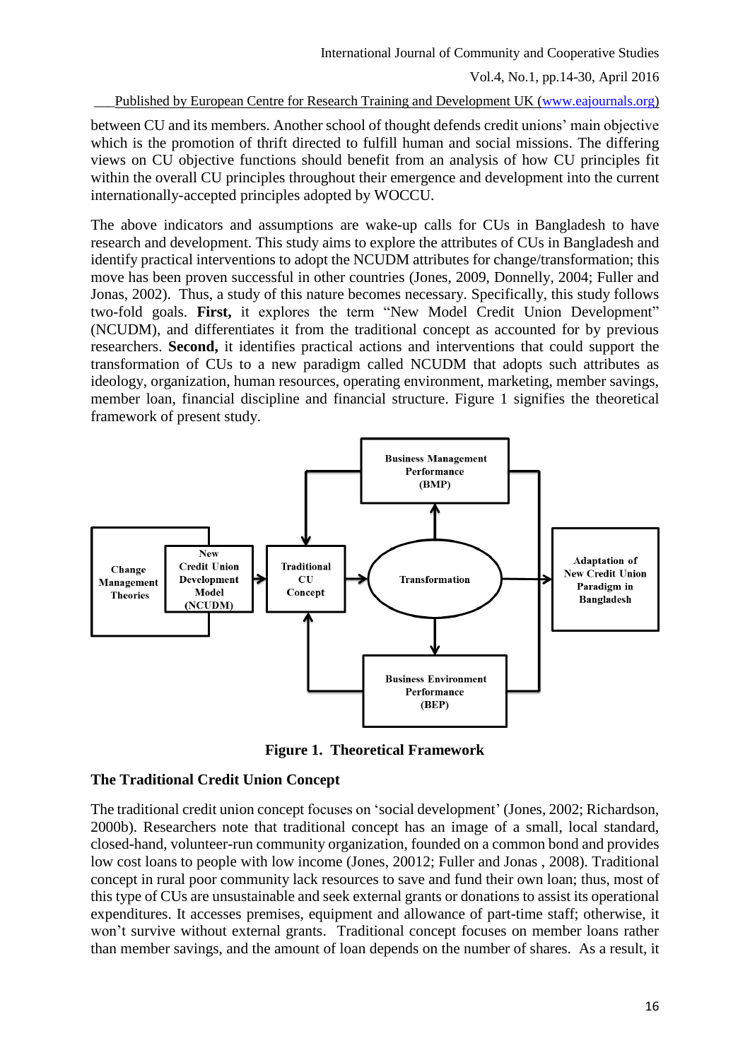between CU and its members. Another school of thought defends credit unions' main objective which is the promotion of thrift directed to fulfill human and social missions. The differing views on CU objective functions should benefit from an analysis of how CU principles fit within the overall CU principles throughout their emergence and development into the current internationally-accepted principles adopted by WOCCU.

The above indicators and assumptions are wake-up calls for CUs in Bangladesh to have research and development. This study aims to explore the attributes of CUs in Bangladesh and identify practical interventions to adopt the NCUDM attributes for change/transformation; this move has been proven successful in other countries (Jones, 2009, Donnelly, 2004; Fuller and Jonas, 2002). Thus, a study of this nature becomes necessary. Specifically, this study follows two-fold goals. **First,** it explores the term "New Model Credit Union Development" (NCUDM), and differentiates it from the traditional concept as accounted for by previous researchers. **Second,** it identifies practical actions and interventions that could support the transformation of CUs to a new paradigm called NCUDM that adopts such attributes as ideology, organization, human resources, operating environment, marketing, member savings, member loan, financial discipline and financial structure. Figure 1 signifies the theoretical framework of present study.

Change Management Theories → New Credit Union Development Model (NCUDM) → Traditional CU Concept → Transformation → Business Management Performance (BMP) / Business Environment Performance (BEP) → Adaptation of New Credit Union Paradigm in Bangladesh

**Figure 1. Theoretical Framework**

### The Traditional Credit Union Concept

The traditional credit union concept focuses on 'social development' (Jones, 2002; Richardson, 2000b). Researchers note that traditional concept has an image of a small, local standard, closed-hand, volunteer-run community organization, founded on a common bond and provides low cost loans to people with low income (Jones, 20012; Fuller and Jonas , 2008). Traditional concept in rural poor community lack resources to save and fund their own loan; thus, most of this type of CUs are unsustainable and seek external grants or donations to assist its operational expenditures. It accesses premises, equipment and allowance of part-time staff; otherwise, it won't survive without external grants. Traditional concept focuses on member loans rather than member savings, and the amount of loan depends on the number of shares. As a result, it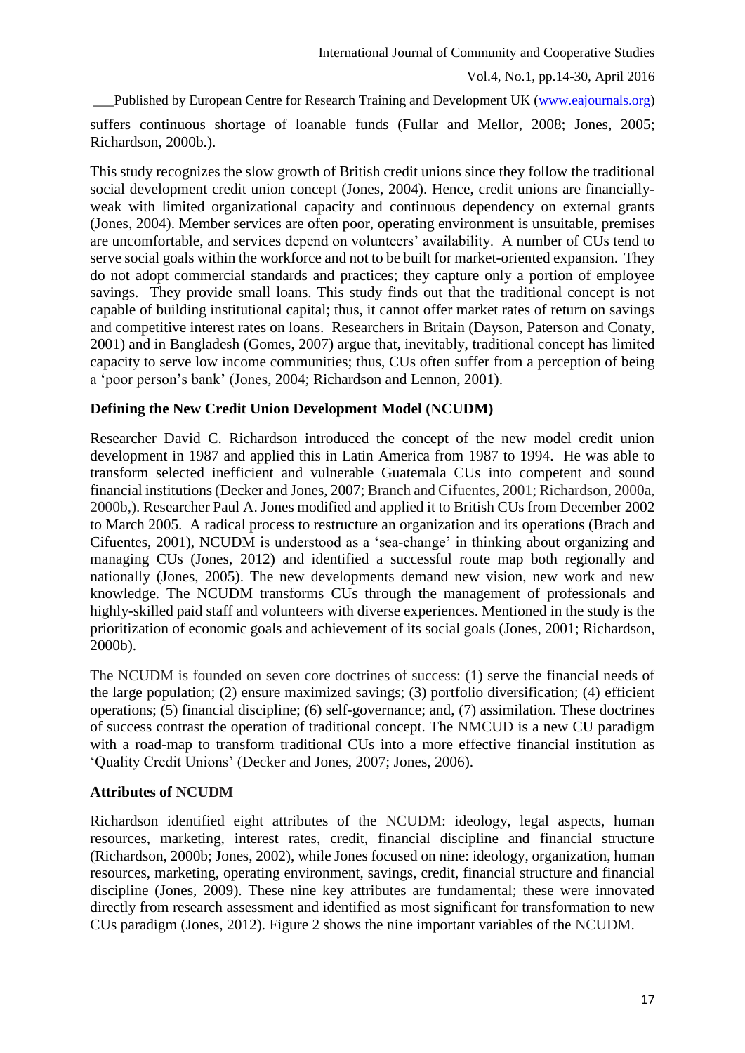suffers continuous shortage of loanable funds (Fullar and Mellor, 2008; Jones, 2005; Richardson, 2000b.).

This study recognizes the slow growth of British credit unions since they follow the traditional social development credit union concept (Jones, 2004). Hence, credit unions are financially-weak with limited organizational capacity and continuous dependency on external grants (Jones, 2004). Member services are often poor, operating environment is unsuitable, premises are uncomfortable, and services depend on volunteers' availability. A number of CUs tend to serve social goals within the workforce and not to be built for market-oriented expansion. They do not adopt commercial standards and practices; they capture only a portion of employee savings. They provide small loans. This study finds out that the traditional concept is not capable of building institutional capital; thus, it cannot offer market rates of return on savings and competitive interest rates on loans. Researchers in Britain (Dayson, Paterson and Conaty, 2001) and in Bangladesh (Gomes, 2007) argue that, inevitably, traditional concept has limited capacity to serve low income communities; thus, CUs often suffer from a perception of being a 'poor person's bank' (Jones, 2004; Richardson and Lennon, 2001).

**Defining the New Credit Union Development Model (NCUDM)**

Researcher David C. Richardson introduced the concept of the new model credit union development in 1987 and applied this in Latin America from 1987 to 1994. He was able to transform selected inefficient and vulnerable Guatemala CUs into competent and sound financial institutions (Decker and Jones, 2007; Branch and Cifuentes, 2001; Richardson, 2000a, 2000b,). Researcher Paul A. Jones modified and applied it to British CUs from December 2002 to March 2005. A radical process to restructure an organization and its operations (Brach and Cifuentes, 2001), NCUDM is understood as a 'sea-change' in thinking about organizing and managing CUs (Jones, 2012) and identified a successful route map both regionally and nationally (Jones, 2005). The new developments demand new vision, new work and new knowledge. The NCUDM transforms CUs through the management of professionals and highly-skilled paid staff and volunteers with diverse experiences. Mentioned in the study is the prioritization of economic goals and achievement of its social goals (Jones, 2001; Richardson, 2000b).

The NCUDM is founded on seven core doctrines of success: (1) serve the financial needs of the large population; (2) ensure maximized savings; (3) portfolio diversification; (4) efficient operations; (5) financial discipline; (6) self-governance; and, (7) assimilation. These doctrines of success contrast the operation of traditional concept. The NMCUD is a new CU paradigm with a road-map to transform traditional CUs into a more effective financial institution as 'Quality Credit Unions' (Decker and Jones, 2007; Jones, 2006).

**Attributes of NCUDM**

Richardson identified eight attributes of the NCUDM: ideology, legal aspects, human resources, marketing, interest rates, credit, financial discipline and financial structure (Richardson, 2000b; Jones, 2002), while Jones focused on nine: ideology, organization, human resources, marketing, operating environment, savings, credit, financial structure and financial discipline (Jones, 2009). These nine key attributes are fundamental; these were innovated directly from research assessment and identified as most significant for transformation to new CUs paradigm (Jones, 2012). Figure 2 shows the nine important variables of the NCUDM.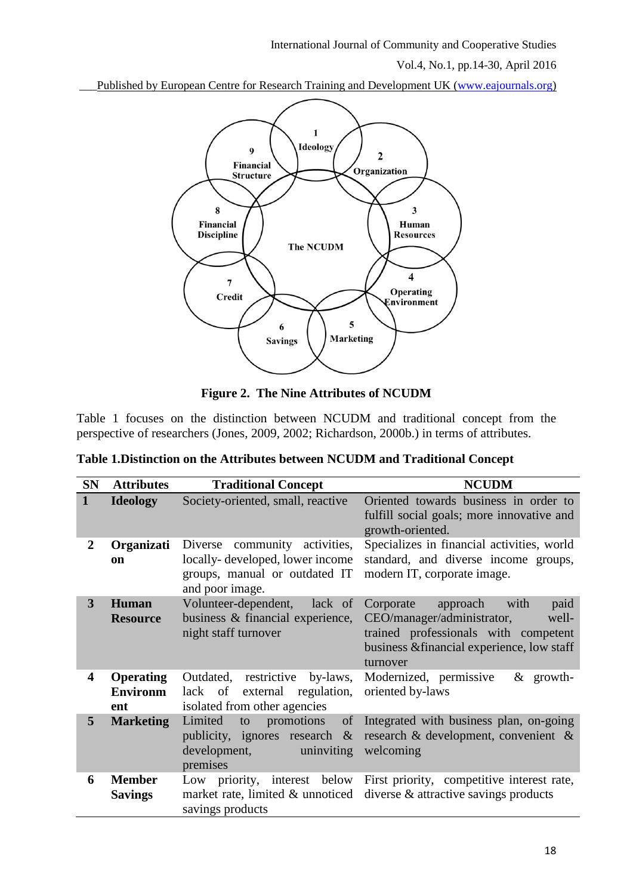Figure 2. The Nine Attributes of NCUDM

Table 1 focuses on the distinction between NCUDM and traditional concept from the perspective of researchers (Jones, 2009, 2002; Richardson, 2000b.) in terms of attributes.

**Table 1.Distinction on the Attributes between NCUDM and Traditional Concept**

| SN | Attributes | Traditional Concept | NCUDM |
|---|---|---|---|
| **1** | **Ideology** | Society-oriented, small, reactive | Oriented towards business in order to fulfill social goals; more innovative and growth-oriented. |
| **2** | **Organization** | Diverse community activities, locally- developed, lower income groups, manual or outdated IT and poor image. | Specializes in financial activities, world standard, and diverse income groups, modern IT, corporate image. |
| **3** | **Human Resource** | Volunteer-dependent, lack of business & financial experience, night staff turnover | Corporate approach with paid CEO/manager/administrator, well-trained professionals with competent business &financial experience, low staff turnover |
| **4** | **Operating Environment** | Outdated, restrictive by-laws, lack of external regulation, isolated from other agencies | Modernized, permissive & growth-oriented by-laws |
| **5** | **Marketing** | Limited to promotions of publicity, ignores research & development, uninviting premises | Integrated with business plan, on-going research & development, convenient & welcoming |
| **6** | **Member Savings** | Low priority, interest below market rate, limited & unnoticed savings products | First priority, competitive interest rate, diverse & attractive savings products |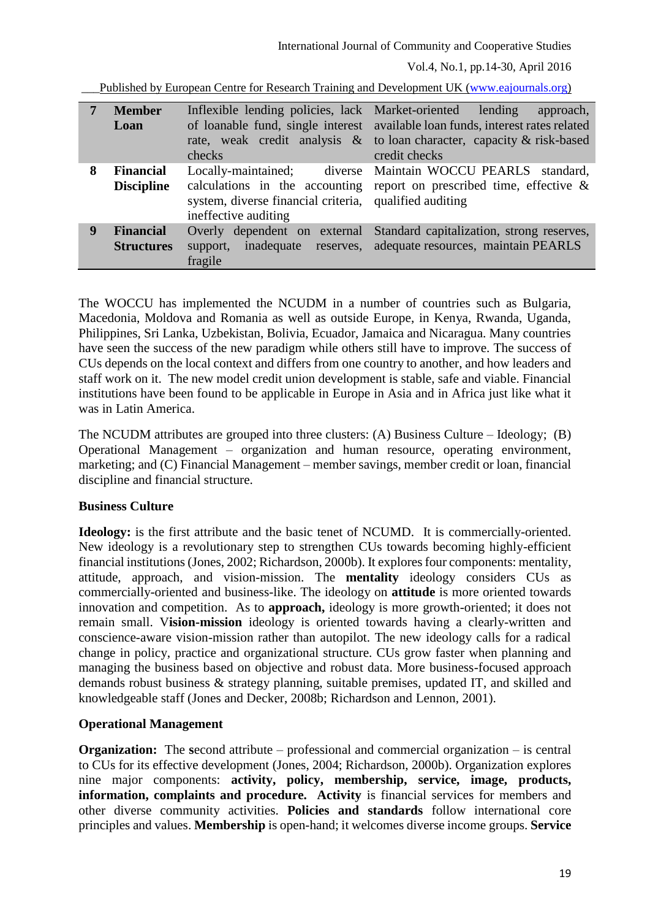| 7 | **Member Loan** | Inflexible lending policies, lack of loanable fund, single interest rate, weak credit analysis & checks | Market-oriented lending approach, available loan funds, interest rates related to loan character, capacity & risk-based credit checks |
|---|---|---|---|
| 8 | **Financial Discipline** | Locally-maintained; diverse calculations in the accounting system, diverse financial criteria, ineffective auditing | Maintain WOCCU PEARLS standard, report on prescribed time, effective & qualified auditing |
| 9 | **Financial Structures** | Overly dependent on external support, inadequate reserves, fragile | Standard capitalization, strong reserves, adequate resources, maintain PEARLS |

The WOCCU has implemented the NCUDM in a number of countries such as Bulgaria, Macedonia, Moldova and Romania as well as outside Europe, in Kenya, Rwanda, Uganda, Philippines, Sri Lanka, Uzbekistan, Bolivia, Ecuador, Jamaica and Nicaragua. Many countries have seen the success of the new paradigm while others still have to improve. The success of CUs depends on the local context and differs from one country to another, and how leaders and staff work on it. The new model credit union development is stable, safe and viable. Financial institutions have been found to be applicable in Europe in Asia and in Africa just like what it was in Latin America.

The NCUDM attributes are grouped into three clusters: (A) Business Culture – Ideology; (B) Operational Management – organization and human resource, operating environment, marketing; and (C) Financial Management – member savings, member credit or loan, financial discipline and financial structure.

**Business Culture**

**Ideology:** is the first attribute and the basic tenet of NCUMD. It is commercially-oriented. New ideology is a revolutionary step to strengthen CUs towards becoming highly-efficient financial institutions (Jones, 2002; Richardson, 2000b). It explores four components: mentality, attitude, approach, and vision-mission. The **mentality** ideology considers CUs as commercially-oriented and business-like. The ideology on **attitude** is more oriented towards innovation and competition. As to **approach,** ideology is more growth-oriented; it does not remain small. V**ision-mission** ideology is oriented towards having a clearly-written and conscience-aware vision-mission rather than autopilot. The new ideology calls for a radical change in policy, practice and organizational structure. CUs grow faster when planning and managing the business based on objective and robust data. More business-focused approach demands robust business & strategy planning, suitable premises, updated IT, and skilled and knowledgeable staff (Jones and Decker, 2008b; Richardson and Lennon, 2001).

**Operational Management**

**Organization:** The **s**econd attribute – professional and commercial organization – is central to CUs for its effective development (Jones, 2004; Richardson, 2000b). Organization explores nine major components: **activity, policy, membership, service, image, products, information, complaints and procedure. Activity** is financial services for members and other diverse community activities. **Policies and standards** follow international core principles and values. **Membership** is open-hand; it welcomes diverse income groups. **Service**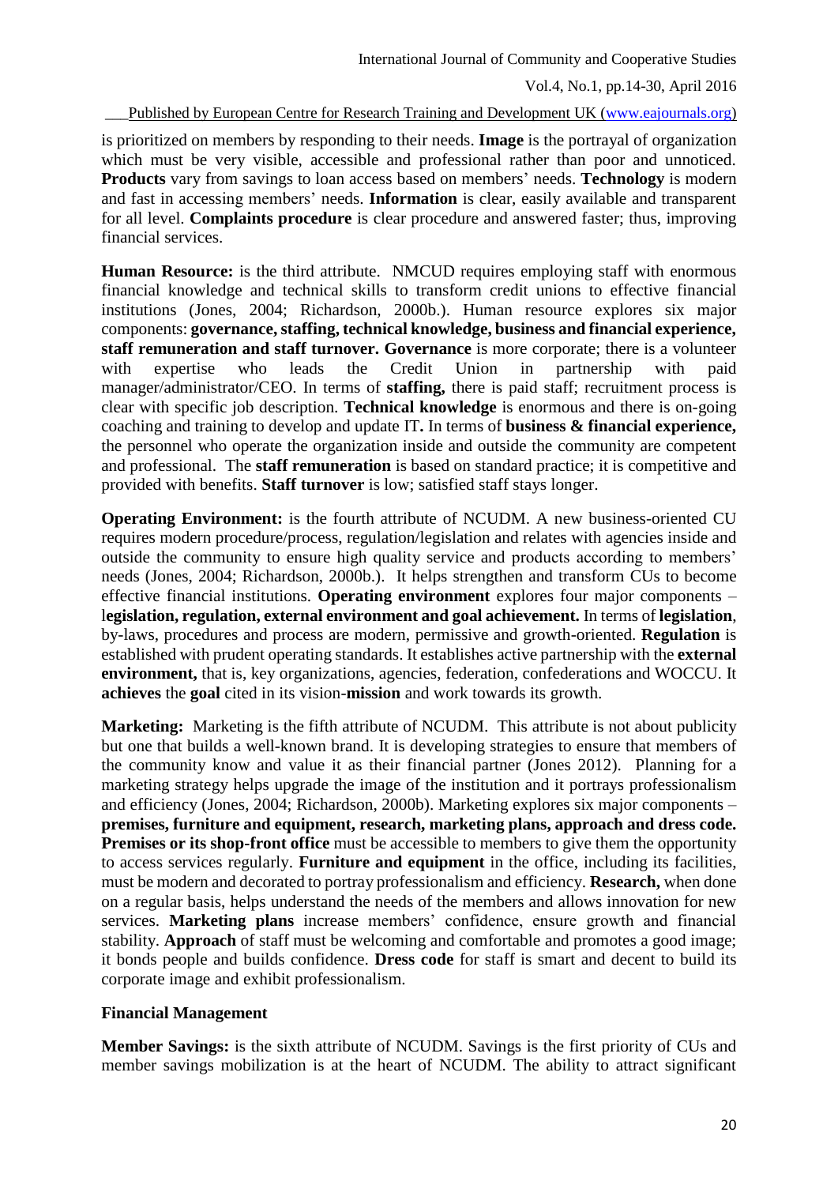is prioritized on members by responding to their needs. **Image** is the portrayal of organization which must be very visible, accessible and professional rather than poor and unnoticed. **Products** vary from savings to loan access based on members' needs. **Technology** is modern and fast in accessing members' needs. **Information** is clear, easily available and transparent for all level. **Complaints procedure** is clear procedure and answered faster; thus, improving financial services.

**Human Resource:** is the third attribute. NMCUD requires employing staff with enormous financial knowledge and technical skills to transform credit unions to effective financial institutions (Jones, 2004; Richardson, 2000b.). Human resource explores six major components: **governance, staffing, technical knowledge, business and financial experience, staff remuneration and staff turnover. Governance** is more corporate; there is a volunteer with expertise who leads the Credit Union in partnership with paid manager/administrator/CEO. In terms of **staffing,** there is paid staff; recruitment process is clear with specific job description. **Technical knowledge** is enormous and there is on-going coaching and training to develop and update IT**.** In terms of **business & financial experience,** the personnel who operate the organization inside and outside the community are competent and professional. The **staff remuneration** is based on standard practice; it is competitive and provided with benefits. **Staff turnover** is low; satisfied staff stays longer.

**Operating Environment:** is the fourth attribute of NCUDM. A new business-oriented CU requires modern procedure/process, regulation/legislation and relates with agencies inside and outside the community to ensure high quality service and products according to members' needs (Jones, 2004; Richardson, 2000b.). It helps strengthen and transform CUs to become effective financial institutions. **Operating environment** explores four major components – l**egislation, regulation, external environment and goal achievement.** In terms of **legislation**, by-laws, procedures and process are modern, permissive and growth-oriented. **Regulation** is established with prudent operating standards. It establishes active partnership with the **external environment,** that is, key organizations, agencies, federation, confederations and WOCCU. It **achieves** the **goal** cited in its vision-**mission** and work towards its growth.

**Marketing:** Marketing is the fifth attribute of NCUDM. This attribute is not about publicity but one that builds a well-known brand. It is developing strategies to ensure that members of the community know and value it as their financial partner (Jones 2012). Planning for a marketing strategy helps upgrade the image of the institution and it portrays professionalism and efficiency (Jones, 2004; Richardson, 2000b). Marketing explores six major components – **premises, furniture and equipment, research, marketing plans, approach and dress code. Premises or its shop-front office** must be accessible to members to give them the opportunity to access services regularly. **Furniture and equipment** in the office, including its facilities, must be modern and decorated to portray professionalism and efficiency. **Research,** when done on a regular basis, helps understand the needs of the members and allows innovation for new services. **Marketing plans** increase members' confidence, ensure growth and financial stability. **Approach** of staff must be welcoming and comfortable and promotes a good image; it bonds people and builds confidence. **Dress code** for staff is smart and decent to build its corporate image and exhibit professionalism.

**Financial Management**

**Member Savings:** is the sixth attribute of NCUDM. Savings is the first priority of CUs and member savings mobilization is at the heart of NCUDM. The ability to attract significant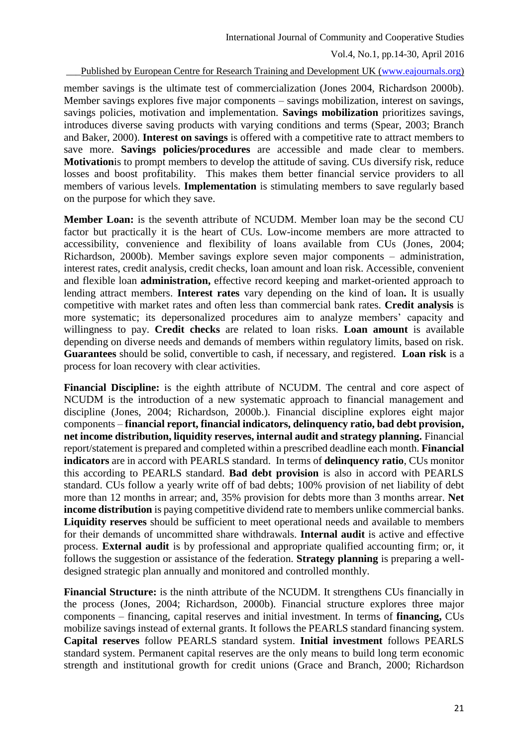member savings is the ultimate test of commercialization (Jones 2004, Richardson 2000b). Member savings explores five major components – savings mobilization, interest on savings, savings policies, motivation and implementation. **Savings mobilization** prioritizes savings, introduces diverse saving products with varying conditions and terms (Spear, 2003; Branch and Baker, 2000). **Interest on savings** is offered with a competitive rate to attract members to save more. **Savings policies/procedures** are accessible and made clear to members. **Motivation**is to prompt members to develop the attitude of saving. CUs diversify risk, reduce losses and boost profitability. This makes them better financial service providers to all members of various levels. **Implementation** is stimulating members to save regularly based on the purpose for which they save.

**Member Loan:** is the seventh attribute of NCUDM. Member loan may be the second CU factor but practically it is the heart of CUs. Low-income members are more attracted to accessibility, convenience and flexibility of loans available from CUs (Jones, 2004; Richardson, 2000b). Member savings explore seven major components – administration, interest rates, credit analysis, credit checks, loan amount and loan risk. Accessible, convenient and flexible loan **administration,** effective record keeping and market-oriented approach to lending attract members. **Interest rates** vary depending on the kind of loan**.** It is usually competitive with market rates and often less than commercial bank rates. **Credit analysis** is more systematic; its depersonalized procedures aim to analyze members' capacity and willingness to pay. **Credit checks** are related to loan risks. **Loan amount** is available depending on diverse needs and demands of members within regulatory limits, based on risk. **Guarantees** should be solid, convertible to cash, if necessary, and registered. **Loan risk** is a process for loan recovery with clear activities.

**Financial Discipline:** is the eighth attribute of NCUDM. The central and core aspect of NCUDM is the introduction of a new systematic approach to financial management and discipline (Jones, 2004; Richardson, 2000b.). Financial discipline explores eight major components – **financial report, financial indicators, delinquency ratio, bad debt provision, net income distribution, liquidity reserves, internal audit and strategy planning.** Financial report/statement is prepared and completed within a prescribed deadline each month. **Financial indicators** are in accord with PEARLS standard. In terms of **delinquency ratio**, CUs monitor this according to PEARLS standard. **Bad debt provision** is also in accord with PEARLS standard. CUs follow a yearly write off of bad debts; 100% provision of net liability of debt more than 12 months in arrear; and, 35% provision for debts more than 3 months arrear. **Net income distribution** is paying competitive dividend rate to members unlike commercial banks. **Liquidity reserves** should be sufficient to meet operational needs and available to members for their demands of uncommitted share withdrawals. **Internal audit** is active and effective process. **External audit** is by professional and appropriate qualified accounting firm; or, it follows the suggestion or assistance of the federation. **Strategy planning** is preparing a well-designed strategic plan annually and monitored and controlled monthly.

**Financial Structure:** is the ninth attribute of the NCUDM. It strengthens CUs financially in the process (Jones, 2004; Richardson, 2000b). Financial structure explores three major components – financing, capital reserves and initial investment. In terms of **financing,** CUs mobilize savings instead of external grants. It follows the PEARLS standard financing system. **Capital reserves** follow PEARLS standard system. **Initial investment** follows PEARLS standard system. Permanent capital reserves are the only means to build long term economic strength and institutional growth for credit unions (Grace and Branch, 2000; Richardson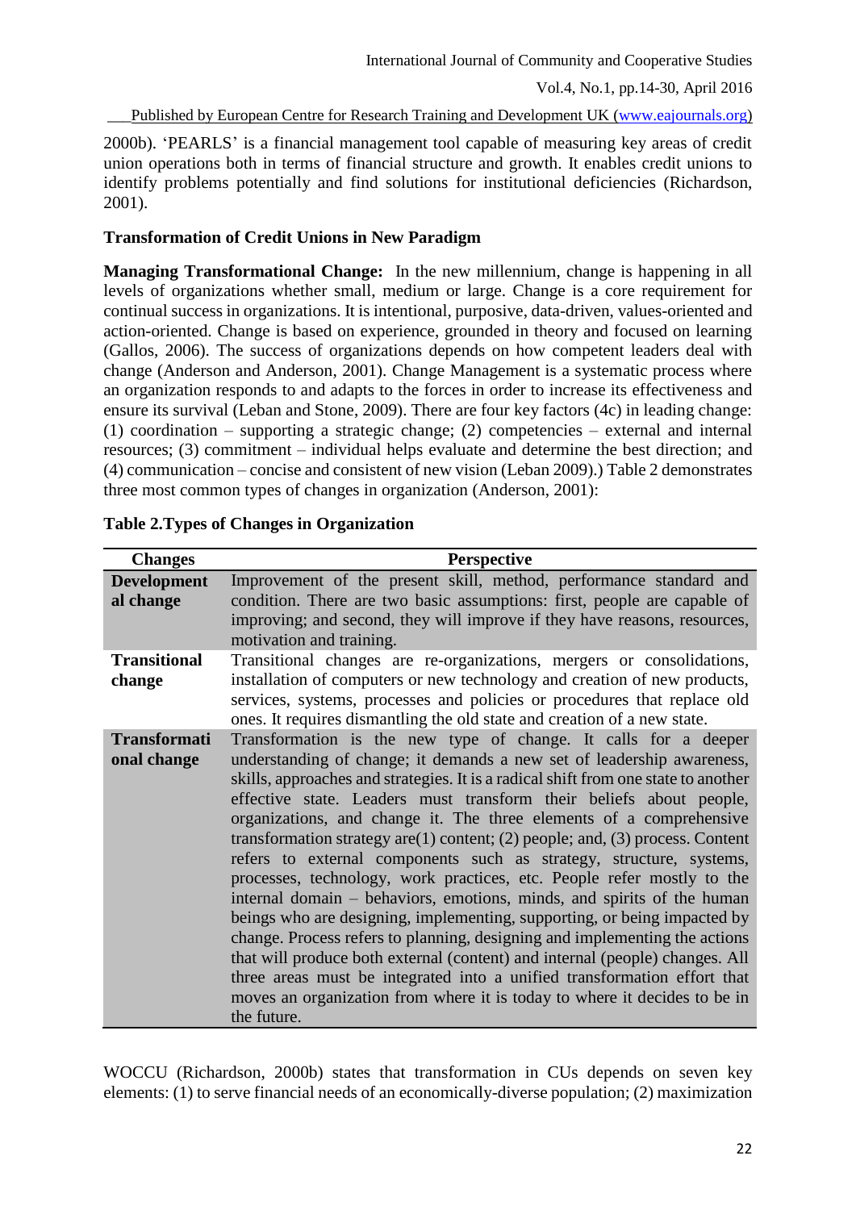2000b). 'PEARLS' is a financial management tool capable of measuring key areas of credit union operations both in terms of financial structure and growth. It enables credit unions to identify problems potentially and find solutions for institutional deficiencies (Richardson, 2001).

**Transformation of Credit Unions in New Paradigm**

**Managing Transformational Change:** In the new millennium, change is happening in all levels of organizations whether small, medium or large. Change is a core requirement for continual success in organizations. It is intentional, purposive, data-driven, values-oriented and action-oriented. Change is based on experience, grounded in theory and focused on learning (Gallos, 2006). The success of organizations depends on how competent leaders deal with change (Anderson and Anderson, 2001). Change Management is a systematic process where an organization responds to and adapts to the forces in order to increase its effectiveness and ensure its survival (Leban and Stone, 2009). There are four key factors (4c) in leading change: (1) coordination – supporting a strategic change; (2) competencies – external and internal resources; (3) commitment – individual helps evaluate and determine the best direction; and (4) communication – concise and consistent of new vision (Leban 2009).) Table 2 demonstrates three most common types of changes in organization (Anderson, 2001):

**Table 2.Types of Changes in Organization**

| Changes | Perspective |
|---|---|
| **Developmental change** | Improvement of the present skill, method, performance standard and condition. There are two basic assumptions: first, people are capable of improving; and second, they will improve if they have reasons, resources, motivation and training. |
| **Transitional change** | Transitional changes are re-organizations, mergers or consolidations, installation of computers or new technology and creation of new products, services, systems, processes and policies or procedures that replace old ones. It requires dismantling the old state and creation of a new state. |
| **Transformational change** | Transformation is the new type of change. It calls for a deeper understanding of change; it demands a new set of leadership awareness, skills, approaches and strategies. It is a radical shift from one state to another effective state. Leaders must transform their beliefs about people, organizations, and change it. The three elements of a comprehensive transformation strategy are(1) content; (2) people; and, (3) process. Content refers to external components such as strategy, structure, systems, processes, technology, work practices, etc. People refer mostly to the internal domain – behaviors, emotions, minds, and spirits of the human beings who are designing, implementing, supporting, or being impacted by change. Process refers to planning, designing and implementing the actions that will produce both external (content) and internal (people) changes. All three areas must be integrated into a unified transformation effort that moves an organization from where it is today to where it decides to be in the future. |

WOCCU (Richardson, 2000b) states that transformation in CUs depends on seven key elements: (1) to serve financial needs of an economically-diverse population; (2) maximization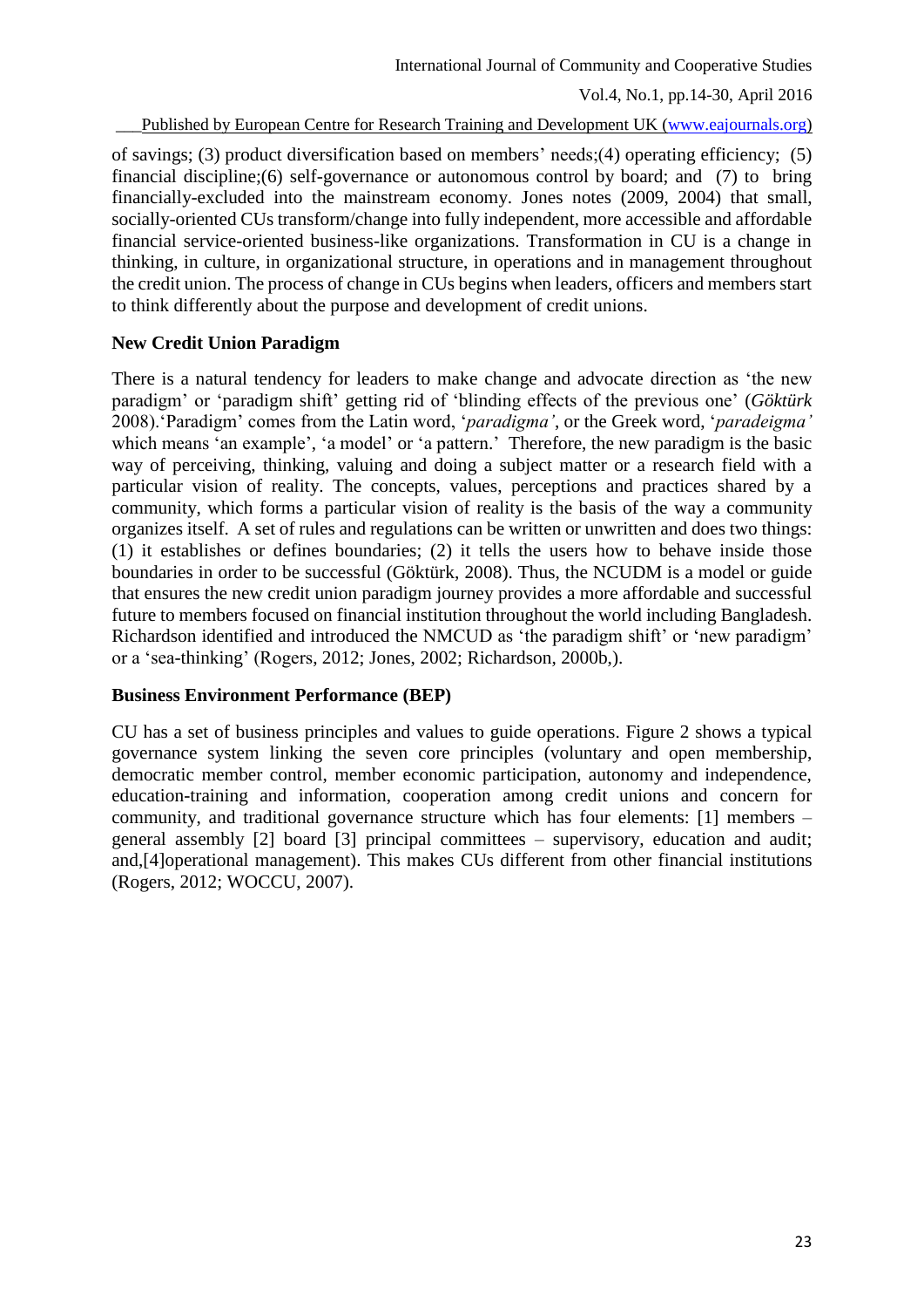of savings; (3) product diversification based on members' needs;(4) operating efficiency; (5) financial discipline;(6) self-governance or autonomous control by board; and (7) to bring financially-excluded into the mainstream economy. Jones notes (2009, 2004) that small, socially-oriented CUs transform/change into fully independent, more accessible and affordable financial service-oriented business-like organizations. Transformation in CU is a change in thinking, in culture, in organizational structure, in operations and in management throughout the credit union. The process of change in CUs begins when leaders, officers and members start to think differently about the purpose and development of credit unions.

**New Credit Union Paradigm**

There is a natural tendency for leaders to make change and advocate direction as 'the new paradigm' or 'paradigm shift' getting rid of 'blinding effects of the previous one' (*Göktürk* 2008).'Paradigm' comes from the Latin word, '*paradigma'*, or the Greek word, '*paradeigma'* which means 'an example', 'a model' or 'a pattern.' Therefore, the new paradigm is the basic way of perceiving, thinking, valuing and doing a subject matter or a research field with a particular vision of reality. The concepts, values, perceptions and practices shared by a community, which forms a particular vision of reality is the basis of the way a community organizes itself. A set of rules and regulations can be written or unwritten and does two things: (1) it establishes or defines boundaries; (2) it tells the users how to behave inside those boundaries in order to be successful (Göktürk, 2008). Thus, the NCUDM is a model or guide that ensures the new credit union paradigm journey provides a more affordable and successful future to members focused on financial institution throughout the world including Bangladesh. Richardson identified and introduced the NMCUD as 'the paradigm shift' or 'new paradigm' or a 'sea-thinking' (Rogers, 2012; Jones, 2002; Richardson, 2000b,).

**Business Environment Performance (BEP)**

CU has a set of business principles and values to guide operations. Figure 2 shows a typical governance system linking the seven core principles (voluntary and open membership, democratic member control, member economic participation, autonomy and independence, education-training and information, cooperation among credit unions and concern for community, and traditional governance structure which has four elements: [1] members – general assembly [2] board [3] principal committees – supervisory, education and audit; and,[4]operational management). This makes CUs different from other financial institutions (Rogers, 2012; WOCCU, 2007).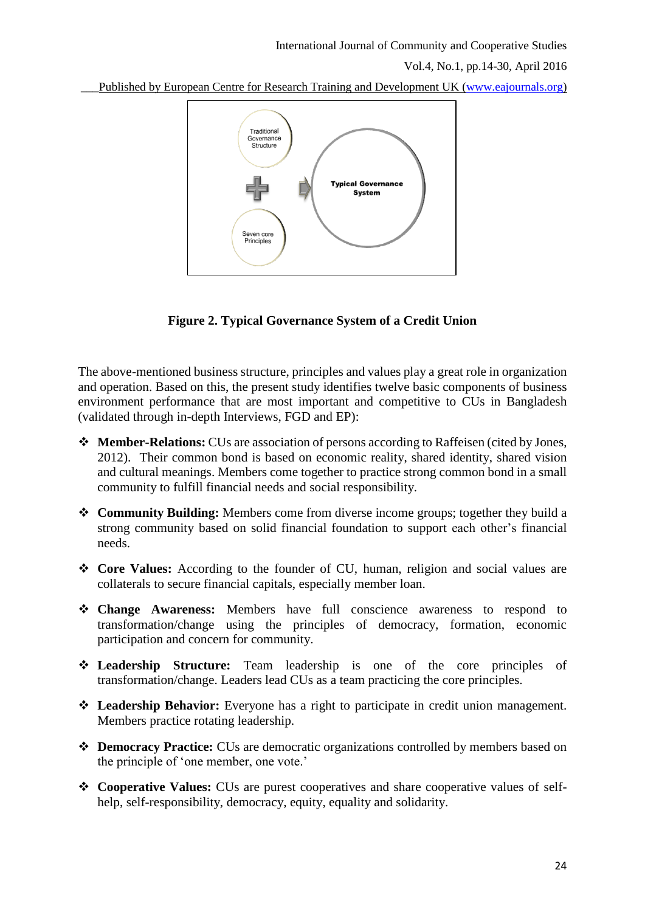Traditional Governance Structure

Seven core Principles

Typical Governance System

**Figure 2. Typical Governance System of a Credit Union**

The above-mentioned business structure, principles and values play a great role in organization and operation. Based on this, the present study identifies twelve basic components of business environment performance that are most important and competitive to CUs in Bangladesh (validated through in-depth Interviews, FGD and EP):

- **Member-Relations:** CUs are association of persons according to Raffeisen (cited by Jones, 2012). Their common bond is based on economic reality, shared identity, shared vision and cultural meanings. Members come together to practice strong common bond in a small community to fulfill financial needs and social responsibility.
- **Community Building:** Members come from diverse income groups; together they build a strong community based on solid financial foundation to support each other's financial needs.
- **Core Values:** According to the founder of CU, human, religion and social values are collaterals to secure financial capitals, especially member loan.
- **Change Awareness:** Members have full conscience awareness to respond to transformation/change using the principles of democracy, formation, economic participation and concern for community.
- **Leadership Structure:** Team leadership is one of the core principles of transformation/change. Leaders lead CUs as a team practicing the core principles.
- **Leadership Behavior:** Everyone has a right to participate in credit union management. Members practice rotating leadership.
- **Democracy Practice:** CUs are democratic organizations controlled by members based on the principle of 'one member, one vote.'
- **Cooperative Values:** CUs are purest cooperatives and share cooperative values of self-help, self-responsibility, democracy, equity, equality and solidarity.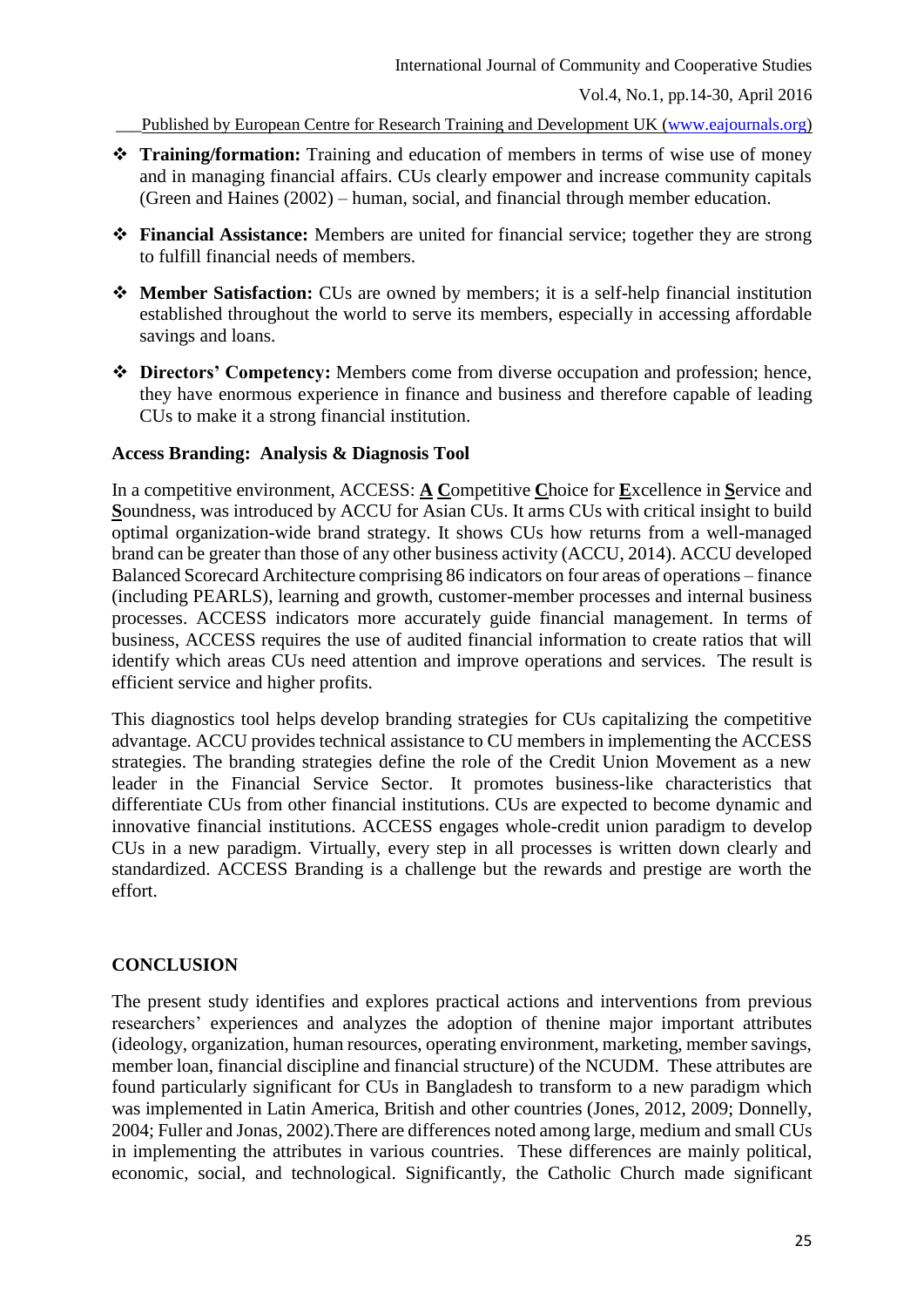- **Training/formation:** Training and education of members in terms of wise use of money and in managing financial affairs. CUs clearly empower and increase community capitals (Green and Haines (2002) – human, social, and financial through member education.

- **Financial Assistance:** Members are united for financial service; together they are strong to fulfill financial needs of members.

- **Member Satisfaction:** CUs are owned by members; it is a self-help financial institution established throughout the world to serve its members, especially in accessing affordable savings and loans.

- **Directors' Competency:** Members come from diverse occupation and profession; hence, they have enormous experience in finance and business and therefore capable of leading CUs to make it a strong financial institution.

**Access Branding: Analysis & Diagnosis Tool**

In a competitive environment, ACCESS: **A** **C**ompetitive **C**hoice for **E**xcellence in **S**ervice and **S**oundness, was introduced by ACCU for Asian CUs. It arms CUs with critical insight to build optimal organization-wide brand strategy. It shows CUs how returns from a well-managed brand can be greater than those of any other business activity (ACCU, 2014). ACCU developed Balanced Scorecard Architecture comprising 86 indicators on four areas of operations – finance (including PEARLS), learning and growth, customer-member processes and internal business processes. ACCESS indicators more accurately guide financial management. In terms of business, ACCESS requires the use of audited financial information to create ratios that will identify which areas CUs need attention and improve operations and services. The result is efficient service and higher profits.

This diagnostics tool helps develop branding strategies for CUs capitalizing the competitive advantage. ACCU provides technical assistance to CU members in implementing the ACCESS strategies. The branding strategies define the role of the Credit Union Movement as a new leader in the Financial Service Sector. It promotes business-like characteristics that differentiate CUs from other financial institutions. CUs are expected to become dynamic and innovative financial institutions. ACCESS engages whole-credit union paradigm to develop CUs in a new paradigm. Virtually, every step in all processes is written down clearly and standardized. ACCESS Branding is a challenge but the rewards and prestige are worth the effort.

## CONCLUSION

The present study identifies and explores practical actions and interventions from previous researchers' experiences and analyzes the adoption of thenine major important attributes (ideology, organization, human resources, operating environment, marketing, member savings, member loan, financial discipline and financial structure) of the NCUDM. These attributes are found particularly significant for CUs in Bangladesh to transform to a new paradigm which was implemented in Latin America, British and other countries (Jones, 2012, 2009; Donnelly, 2004; Fuller and Jonas, 2002).There are differences noted among large, medium and small CUs in implementing the attributes in various countries. These differences are mainly political, economic, social, and technological. Significantly, the Catholic Church made significant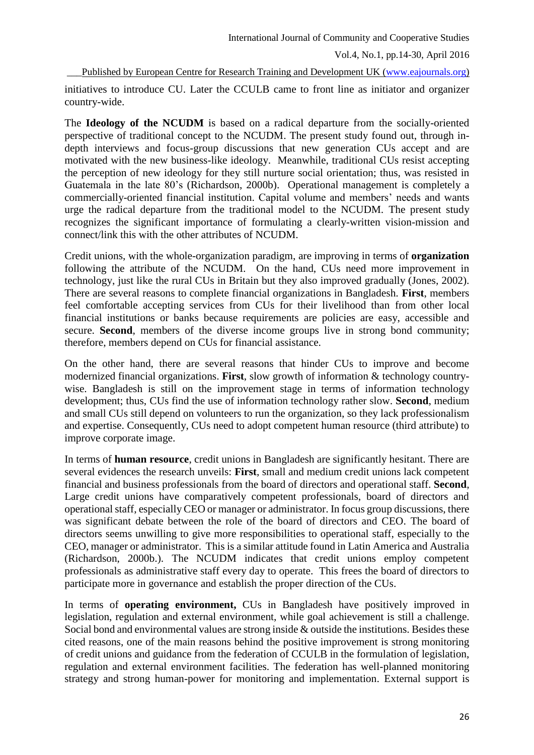initiatives to introduce CU. Later the CCULB came to front line as initiator and organizer country-wide.

The **Ideology of the NCUDM** is based on a radical departure from the socially-oriented perspective of traditional concept to the NCUDM. The present study found out, through in-depth interviews and focus-group discussions that new generation CUs accept and are motivated with the new business-like ideology. Meanwhile, traditional CUs resist accepting the perception of new ideology for they still nurture social orientation; thus, was resisted in Guatemala in the late 80's (Richardson, 2000b). Operational management is completely a commercially-oriented financial institution. Capital volume and members' needs and wants urge the radical departure from the traditional model to the NCUDM. The present study recognizes the significant importance of formulating a clearly-written vision-mission and connect/link this with the other attributes of NCUDM.

Credit unions, with the whole-organization paradigm, are improving in terms of **organization** following the attribute of the NCUDM. On the hand, CUs need more improvement in technology, just like the rural CUs in Britain but they also improved gradually (Jones, 2002). There are several reasons to complete financial organizations in Bangladesh. **First**, members feel comfortable accepting services from CUs for their livelihood than from other local financial institutions or banks because requirements are policies are easy, accessible and secure. **Second**, members of the diverse income groups live in strong bond community; therefore, members depend on CUs for financial assistance.

On the other hand, there are several reasons that hinder CUs to improve and become modernized financial organizations. **First**, slow growth of information & technology country-wise. Bangladesh is still on the improvement stage in terms of information technology development; thus, CUs find the use of information technology rather slow. **Second**, medium and small CUs still depend on volunteers to run the organization, so they lack professionalism and expertise. Consequently, CUs need to adopt competent human resource (third attribute) to improve corporate image.

In terms of **human resource**, credit unions in Bangladesh are significantly hesitant. There are several evidences the research unveils: **First**, small and medium credit unions lack competent financial and business professionals from the board of directors and operational staff. **Second**, Large credit unions have comparatively competent professionals, board of directors and operational staff, especially CEO or manager or administrator. In focus group discussions, there was significant debate between the role of the board of directors and CEO. The board of directors seems unwilling to give more responsibilities to operational staff, especially to the CEO, manager or administrator. This is a similar attitude found in Latin America and Australia (Richardson, 2000b.). The NCUDM indicates that credit unions employ competent professionals as administrative staff every day to operate. This frees the board of directors to participate more in governance and establish the proper direction of the CUs.

In terms of **operating environment,** CUs in Bangladesh have positively improved in legislation, regulation and external environment, while goal achievement is still a challenge. Social bond and environmental values are strong inside & outside the institutions. Besides these cited reasons, one of the main reasons behind the positive improvement is strong monitoring of credit unions and guidance from the federation of CCULB in the formulation of legislation, regulation and external environment facilities. The federation has well-planned monitoring strategy and strong human-power for monitoring and implementation. External support is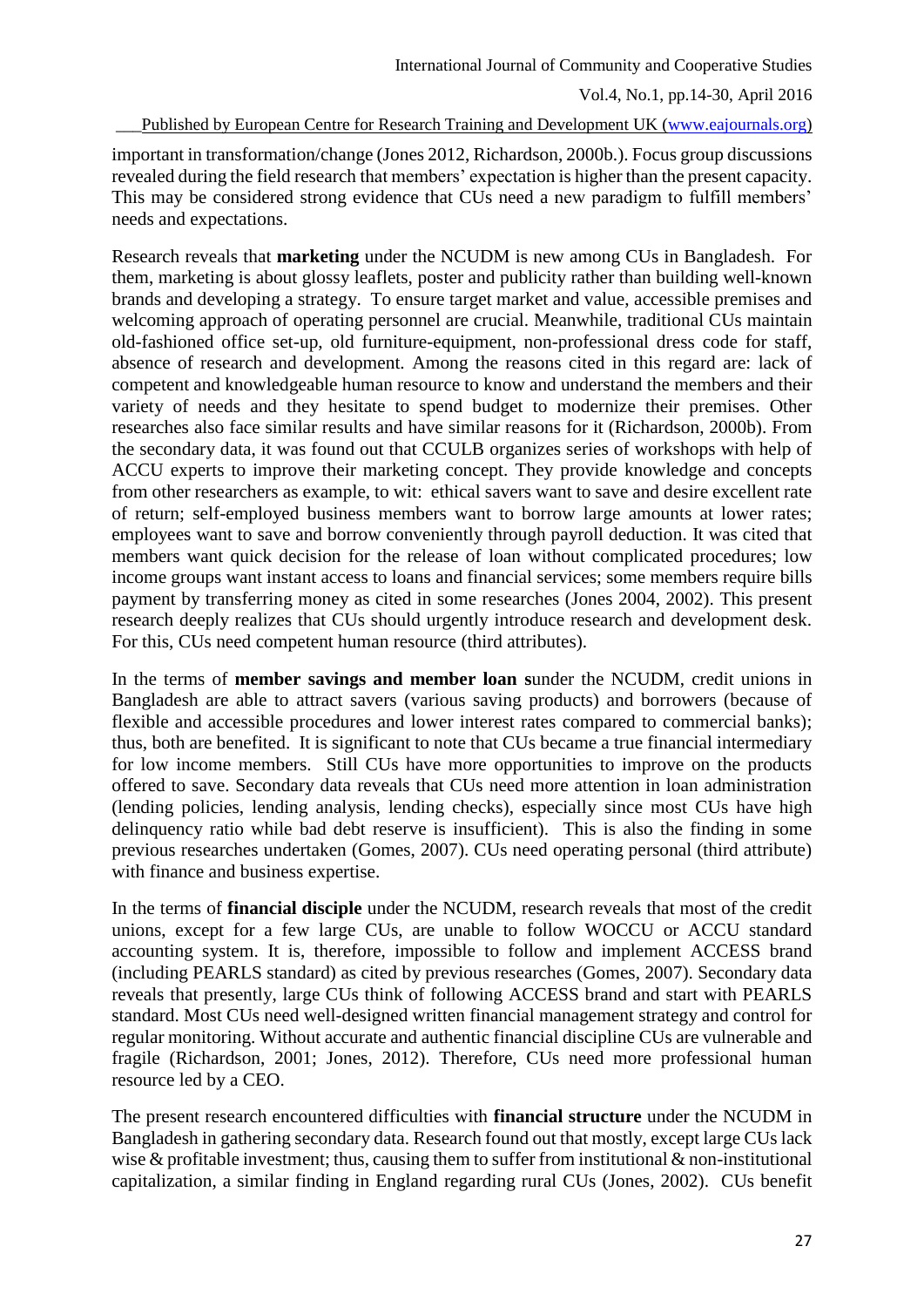important in transformation/change (Jones 2012, Richardson, 2000b.). Focus group discussions revealed during the field research that members' expectation is higher than the present capacity. This may be considered strong evidence that CUs need a new paradigm to fulfill members' needs and expectations.

Research reveals that **marketing** under the NCUDM is new among CUs in Bangladesh. For them, marketing is about glossy leaflets, poster and publicity rather than building well-known brands and developing a strategy. To ensure target market and value, accessible premises and welcoming approach of operating personnel are crucial. Meanwhile, traditional CUs maintain old-fashioned office set-up, old furniture-equipment, non-professional dress code for staff, absence of research and development. Among the reasons cited in this regard are: lack of competent and knowledgeable human resource to know and understand the members and their variety of needs and they hesitate to spend budget to modernize their premises. Other researches also face similar results and have similar reasons for it (Richardson, 2000b). From the secondary data, it was found out that CCULB organizes series of workshops with help of ACCU experts to improve their marketing concept. They provide knowledge and concepts from other researchers as example, to wit: ethical savers want to save and desire excellent rate of return; self-employed business members want to borrow large amounts at lower rates; employees want to save and borrow conveniently through payroll deduction. It was cited that members want quick decision for the release of loan without complicated procedures; low income groups want instant access to loans and financial services; some members require bills payment by transferring money as cited in some researches (Jones 2004, 2002). This present research deeply realizes that CUs should urgently introduce research and development desk. For this, CUs need competent human resource (third attributes).

In the terms of **member savings and member loan s**under the NCUDM, credit unions in Bangladesh are able to attract savers (various saving products) and borrowers (because of flexible and accessible procedures and lower interest rates compared to commercial banks); thus, both are benefited. It is significant to note that CUs became a true financial intermediary for low income members. Still CUs have more opportunities to improve on the products offered to save. Secondary data reveals that CUs need more attention in loan administration (lending policies, lending analysis, lending checks), especially since most CUs have high delinquency ratio while bad debt reserve is insufficient). This is also the finding in some previous researches undertaken (Gomes, 2007). CUs need operating personal (third attribute) with finance and business expertise.

In the terms of **financial disciple** under the NCUDM, research reveals that most of the credit unions, except for a few large CUs, are unable to follow WOCCU or ACCU standard accounting system. It is, therefore, impossible to follow and implement ACCESS brand (including PEARLS standard) as cited by previous researches (Gomes, 2007). Secondary data reveals that presently, large CUs think of following ACCESS brand and start with PEARLS standard. Most CUs need well-designed written financial management strategy and control for regular monitoring. Without accurate and authentic financial discipline CUs are vulnerable and fragile (Richardson, 2001; Jones, 2012). Therefore, CUs need more professional human resource led by a CEO.

The present research encountered difficulties with **financial structure** under the NCUDM in Bangladesh in gathering secondary data. Research found out that mostly, except large CUs lack wise & profitable investment; thus, causing them to suffer from institutional & non-institutional capitalization, a similar finding in England regarding rural CUs (Jones, 2002). CUs benefit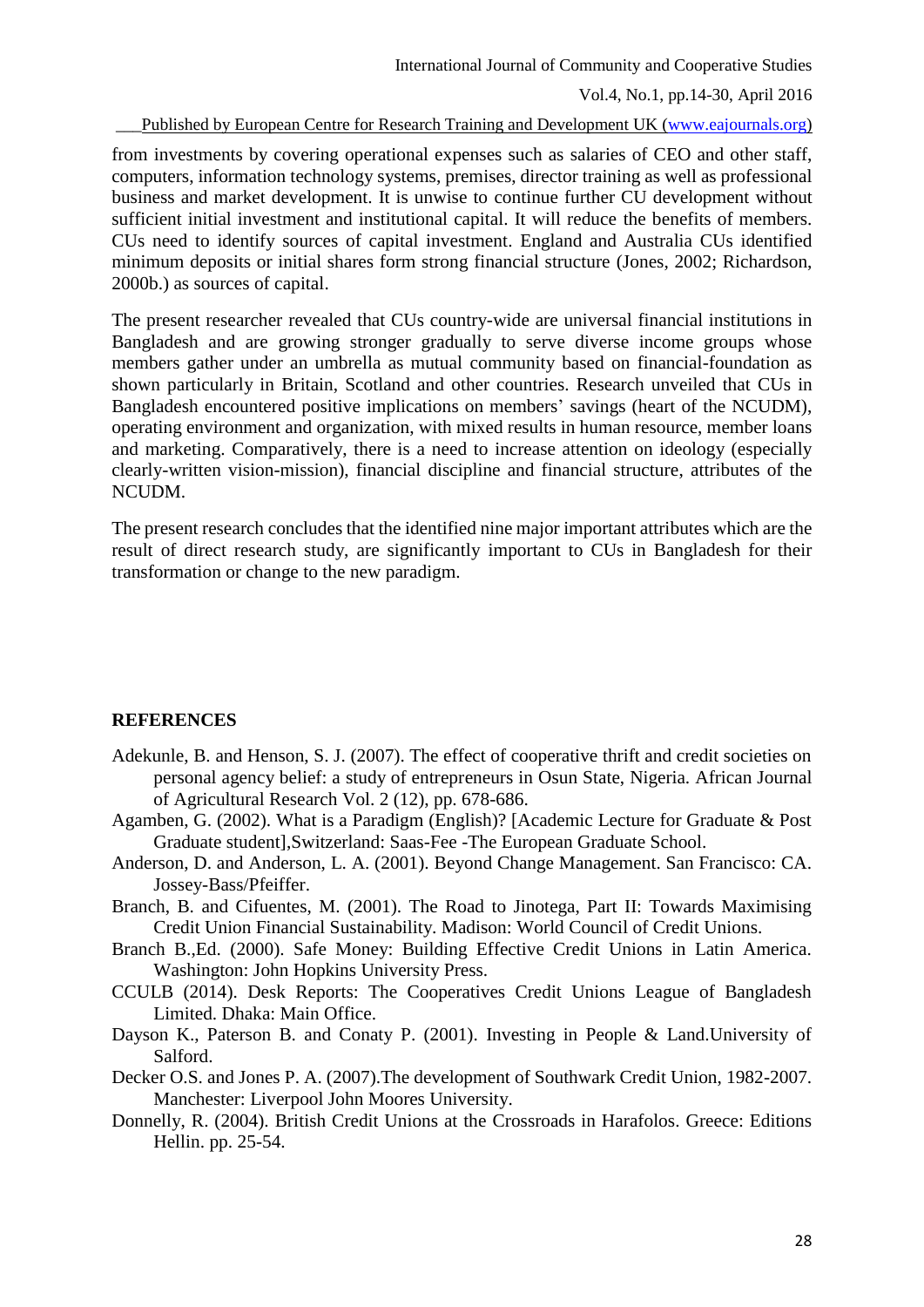from investments by covering operational expenses such as salaries of CEO and other staff, computers, information technology systems, premises, director training as well as professional business and market development. It is unwise to continue further CU development without sufficient initial investment and institutional capital. It will reduce the benefits of members. CUs need to identify sources of capital investment. England and Australia CUs identified minimum deposits or initial shares form strong financial structure (Jones, 2002; Richardson, 2000b.) as sources of capital.

The present researcher revealed that CUs country-wide are universal financial institutions in Bangladesh and are growing stronger gradually to serve diverse income groups whose members gather under an umbrella as mutual community based on financial-foundation as shown particularly in Britain, Scotland and other countries. Research unveiled that CUs in Bangladesh encountered positive implications on members' savings (heart of the NCUDM), operating environment and organization, with mixed results in human resource, member loans and marketing. Comparatively, there is a need to increase attention on ideology (especially clearly-written vision-mission), financial discipline and financial structure, attributes of the NCUDM.

The present research concludes that the identified nine major important attributes which are the result of direct research study, are significantly important to CUs in Bangladesh for their transformation or change to the new paradigm.

## REFERENCES

Adekunle, B. and Henson, S. J. (2007). The effect of cooperative thrift and credit societies on personal agency belief: a study of entrepreneurs in Osun State, Nigeria. African Journal of Agricultural Research Vol. 2 (12), pp. 678-686.

Agamben, G. (2002). What is a Paradigm (English)? [Academic Lecture for Graduate & Post Graduate student],Switzerland: Saas-Fee -The European Graduate School.

Anderson, D. and Anderson, L. A. (2001). Beyond Change Management. San Francisco: CA. Jossey-Bass/Pfeiffer.

Branch, B. and Cifuentes, M. (2001). The Road to Jinotega, Part II: Towards Maximising Credit Union Financial Sustainability. Madison: World Council of Credit Unions.

Branch B.,Ed. (2000). Safe Money: Building Effective Credit Unions in Latin America. Washington: John Hopkins University Press.

CCULB (2014). Desk Reports: The Cooperatives Credit Unions League of Bangladesh Limited. Dhaka: Main Office.

Dayson K., Paterson B. and Conaty P. (2001). Investing in People & Land.University of Salford.

Decker O.S. and Jones P. A. (2007).The development of Southwark Credit Union, 1982-2007. Manchester: Liverpool John Moores University.

Donnelly, R. (2004). British Credit Unions at the Crossroads in Harafolos. Greece: Editions Hellin. pp. 25-54.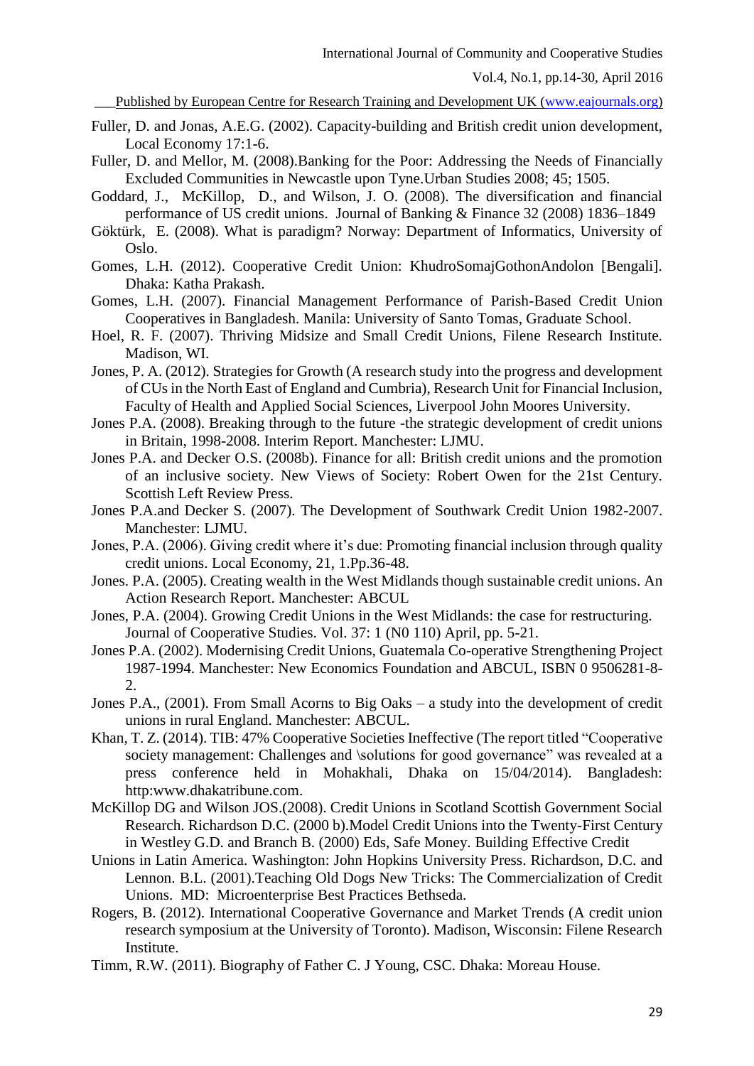Fuller, D. and Jonas, A.E.G. (2002). Capacity-building and British credit union development, Local Economy 17:1-6.

Fuller, D. and Mellor, M. (2008).Banking for the Poor: Addressing the Needs of Financially Excluded Communities in Newcastle upon Tyne.Urban Studies 2008; 45; 1505.

Goddard, J., McKillop, D., and Wilson, J. O. (2008). The diversification and financial performance of US credit unions. Journal of Banking & Finance 32 (2008) 1836–1849

Göktürk, E. (2008). What is paradigm? Norway: Department of Informatics, University of Oslo.

Gomes, L.H. (2012). Cooperative Credit Union: KhudroSomajGothonAndolon [Bengali]. Dhaka: Katha Prakash.

Gomes, L.H. (2007). Financial Management Performance of Parish-Based Credit Union Cooperatives in Bangladesh. Manila: University of Santo Tomas, Graduate School.

Hoel, R. F. (2007). Thriving Midsize and Small Credit Unions, Filene Research Institute. Madison, WI.

Jones, P. A. (2012). Strategies for Growth (A research study into the progress and development of CUs in the North East of England and Cumbria), Research Unit for Financial Inclusion, Faculty of Health and Applied Social Sciences, Liverpool John Moores University.

Jones P.A. (2008). Breaking through to the future -the strategic development of credit unions in Britain, 1998-2008. Interim Report. Manchester: LJMU.

Jones P.A. and Decker O.S. (2008b). Finance for all: British credit unions and the promotion of an inclusive society. New Views of Society: Robert Owen for the 21st Century. Scottish Left Review Press.

Jones P.A.and Decker S. (2007). The Development of Southwark Credit Union 1982-2007. Manchester: LJMU.

Jones, P.A. (2006). Giving credit where it's due: Promoting financial inclusion through quality credit unions. Local Economy, 21, 1.Pp.36-48.

Jones. P.A. (2005). Creating wealth in the West Midlands though sustainable credit unions. An Action Research Report. Manchester: ABCUL

Jones, P.A. (2004). Growing Credit Unions in the West Midlands: the case for restructuring. Journal of Cooperative Studies. Vol. 37: 1 (N0 110) April, pp. 5-21.

Jones P.A. (2002). Modernising Credit Unions, Guatemala Co-operative Strengthening Project 1987-1994. Manchester: New Economics Foundation and ABCUL, ISBN 0 9506281-8-2.

Jones P.A., (2001). From Small Acorns to Big Oaks – a study into the development of credit unions in rural England. Manchester: ABCUL.

Khan, T. Z. (2014). TIB: 47% Cooperative Societies Ineffective (The report titled "Cooperative society management: Challenges and \solutions for good governance" was revealed at a press conference held in Mohakhali, Dhaka on 15/04/2014). Bangladesh: http:www.dhakatribune.com.

McKillop DG and Wilson JOS.(2008). Credit Unions in Scotland Scottish Government Social Research. Richardson D.C. (2000 b).Model Credit Unions into the Twenty-First Century in Westley G.D. and Branch B. (2000) Eds, Safe Money. Building Effective Credit

Unions in Latin America. Washington: John Hopkins University Press. Richardson, D.C. and Lennon. B.L. (2001).Teaching Old Dogs New Tricks: The Commercialization of Credit Unions. MD: Microenterprise Best Practices Bethseda.

Rogers, B. (2012). International Cooperative Governance and Market Trends (A credit union research symposium at the University of Toronto). Madison, Wisconsin: Filene Research Institute.

Timm, R.W. (2011). Biography of Father C. J Young, CSC. Dhaka: Moreau House.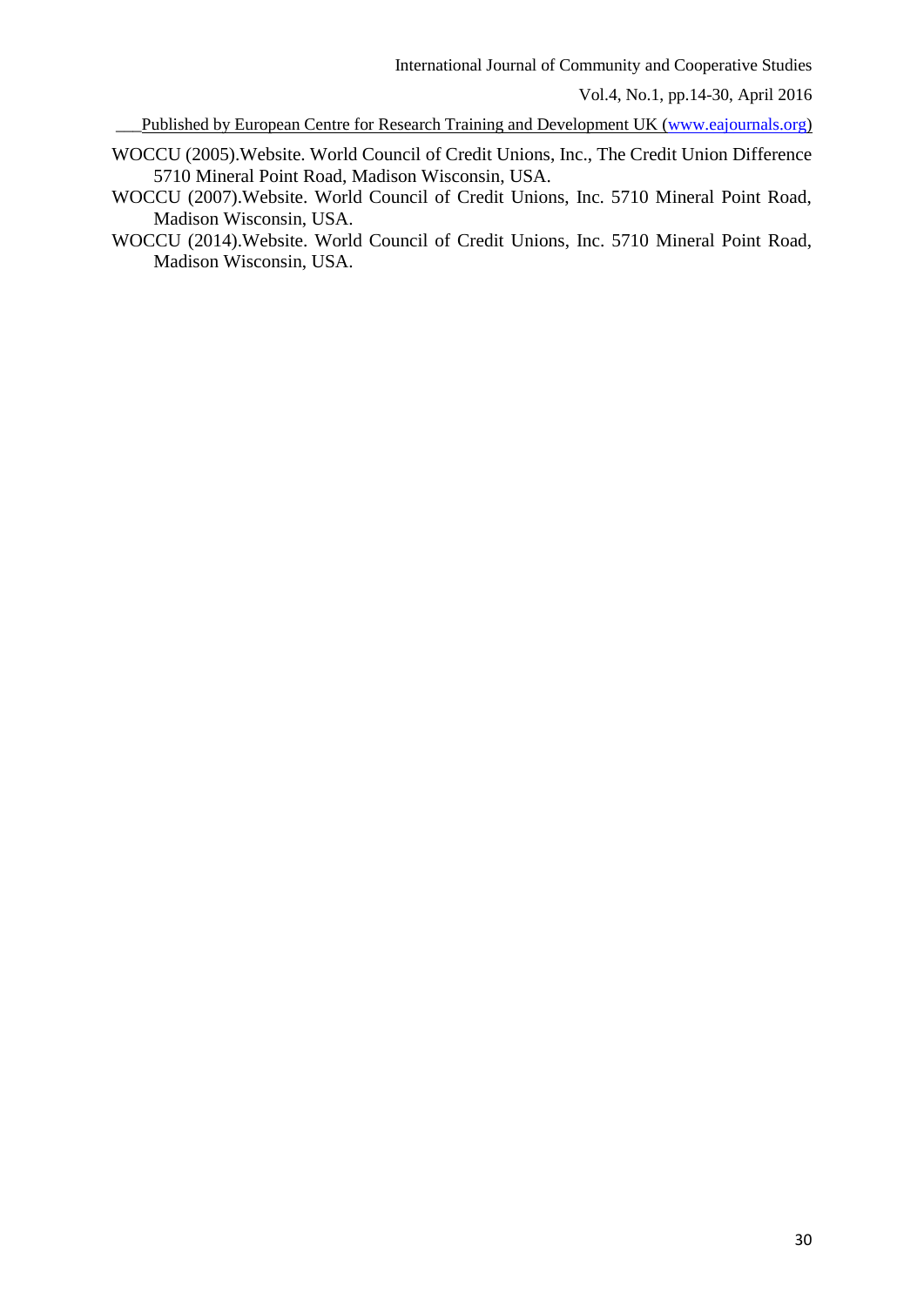WOCCU (2005).Website. World Council of Credit Unions, Inc., The Credit Union Difference 5710 Mineral Point Road, Madison Wisconsin, USA.

WOCCU (2007).Website. World Council of Credit Unions, Inc. 5710 Mineral Point Road, Madison Wisconsin, USA.

WOCCU (2014).Website. World Council of Credit Unions, Inc. 5710 Mineral Point Road, Madison Wisconsin, USA.